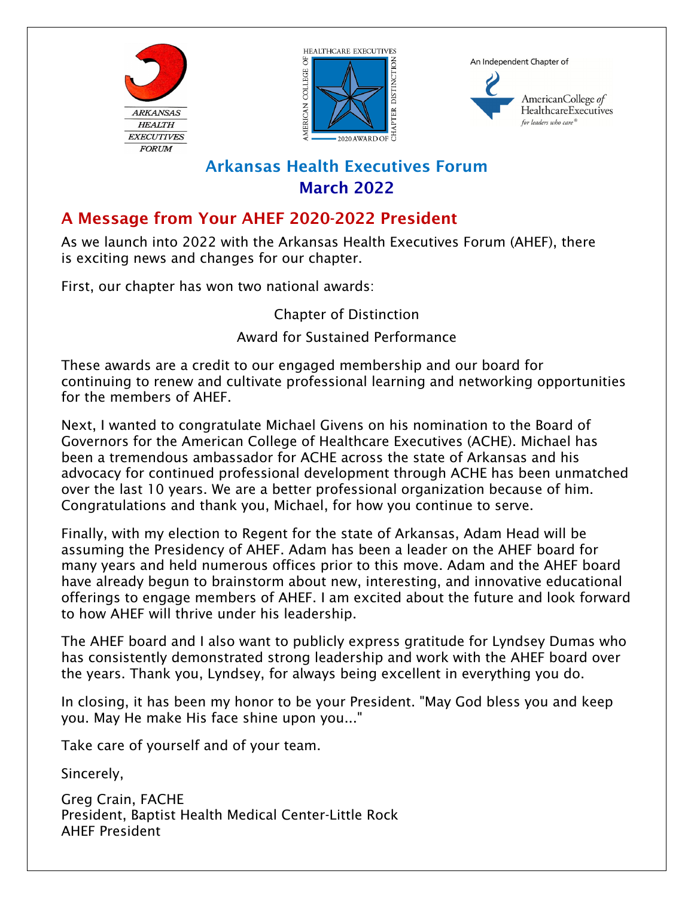# Arkansas Health Executives Forum

## March 2022

## A Message from Your AHEF 2020-2022 President

As we launch into 2022 with the Arkansas Health Executives Forum (AHEF), there is exciting news and changes for our chapter.

First, our chapter has won two national awards:

Chapter of Distinction

Award for Sustained Performance

These awards are a credit to our engaged membership and our board for continuing to renew and cultivate professional learning and networking opportunities for the members of AHEF.

Next, I wanted to congratulate Michael Givens on his nomination to the Board of Governors for the American College of Healthcare Executives (ACHE). Michael has been a tremendous ambassador for ACHE across the state of Arkansas and his advocacy for continued professional development through ACHE has been unmatched over the last 10 years. We are a better professional organization because of him. Congratulations and thank you, Michael, for how you continue to serve.

Finally, with my election to Regent for the state of Arkansas, Adam Head will be assuming the Presidency of AHEF. Adam has been a leader on the AHEF board for many years and held numerous offices prior to this move. Adam and the AHEF board have already begun to brainstorm about new, interesting, and innovative educational offerings to engage members of AHEF. I am excited about the future and look forward to how AHEF will thrive under his leadership.

The AHEF board and I also want to publicly express gratitude for Lyndsey Dumas who has consistently demonstrated strong leadership and work with the AHEF board over the years. Thank you, Lyndsey, for always being excellent in everything you do.

In closing, it has been my honor to be your President. "May God bless you and keep you. May He make His face shine upon you..."

Take care of yourself and of your team.

Sincerely,

Greg Crain, FACHE
President, Baptist Health Medical Center-Little Rock
AHEF President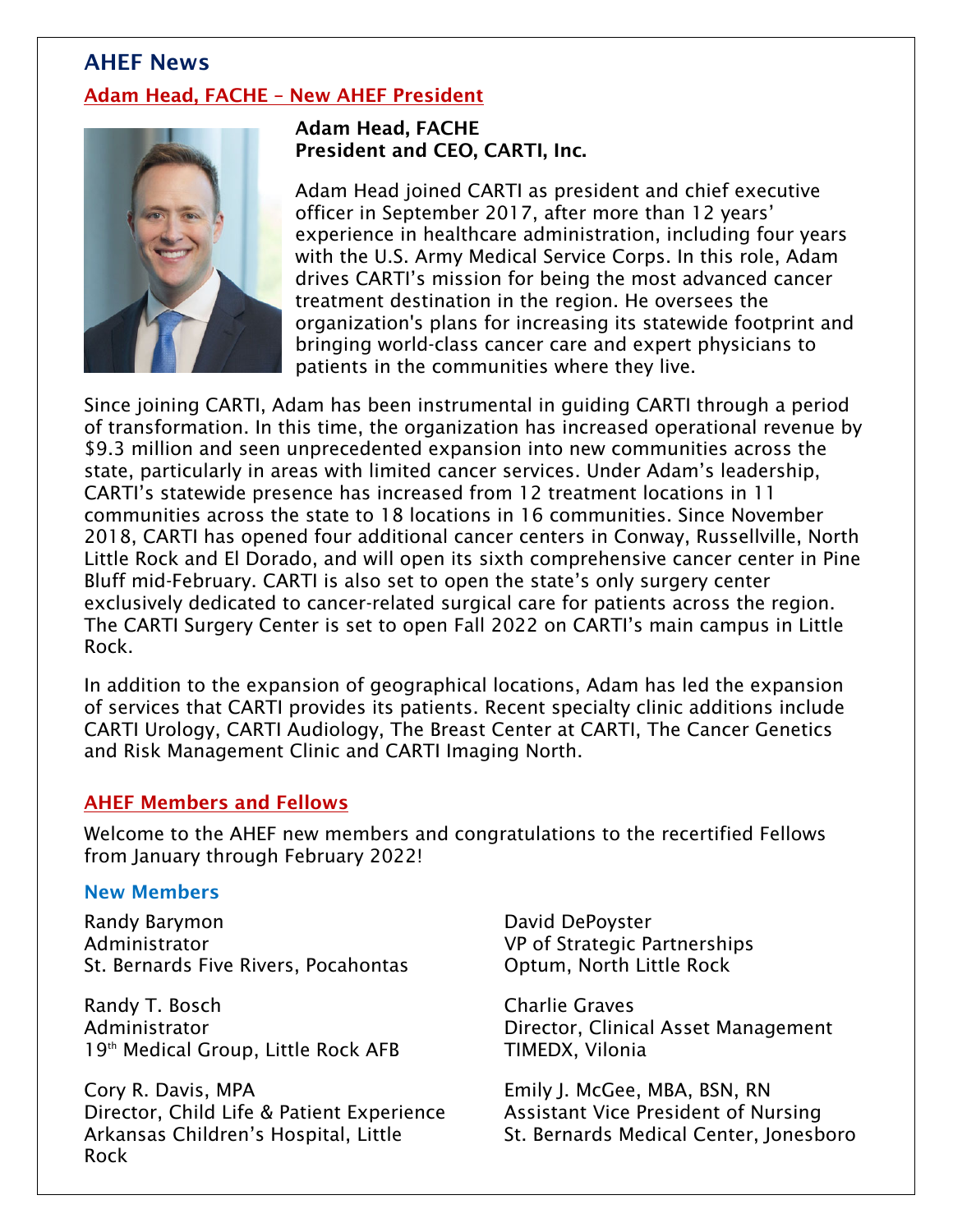## AHEF News

### Adam Head, FACHE – New AHEF President

**Adam Head, FACHE**
**President and CEO, CARTI, Inc.**

Adam Head joined CARTI as president and chief executive officer in September 2017, after more than 12 years' experience in healthcare administration, including four years with the U.S. Army Medical Service Corps. In this role, Adam drives CARTI's mission for being the most advanced cancer treatment destination in the region. He oversees the organization's plans for increasing its statewide footprint and bringing world-class cancer care and expert physicians to patients in the communities where they live.

Since joining CARTI, Adam has been instrumental in guiding CARTI through a period of transformation. In this time, the organization has increased operational revenue by \$9.3 million and seen unprecedented expansion into new communities across the state, particularly in areas with limited cancer services. Under Adam's leadership, CARTI's statewide presence has increased from 12 treatment locations in 11 communities across the state to 18 locations in 16 communities. Since November 2018, CARTI has opened four additional cancer centers in Conway, Russellville, North Little Rock and El Dorado, and will open its sixth comprehensive cancer center in Pine Bluff mid-February. CARTI is also set to open the state's only surgery center exclusively dedicated to cancer-related surgical care for patients across the region. The CARTI Surgery Center is set to open Fall 2022 on CARTI's main campus in Little Rock.

In addition to the expansion of geographical locations, Adam has led the expansion of services that CARTI provides its patients. Recent specialty clinic additions include CARTI Urology, CARTI Audiology, The Breast Center at CARTI, The Cancer Genetics and Risk Management Clinic and CARTI Imaging North.

### AHEF Members and Fellows

Welcome to the AHEF new members and congratulations to the recertified Fellows from January through February 2022!

#### New Members

Randy Barymon
Administrator
St. Bernards Five Rivers, Pocahontas

Randy T. Bosch
Administrator
19th Medical Group, Little Rock AFB

Cory R. Davis, MPA
Director, Child Life & Patient Experience
Arkansas Children's Hospital, Little Rock

David DePoyster
VP of Strategic Partnerships
Optum, North Little Rock

Charlie Graves
Director, Clinical Asset Management
TIMEDX, Vilonia

Emily J. McGee, MBA, BSN, RN
Assistant Vice President of Nursing
St. Bernards Medical Center, Jonesboro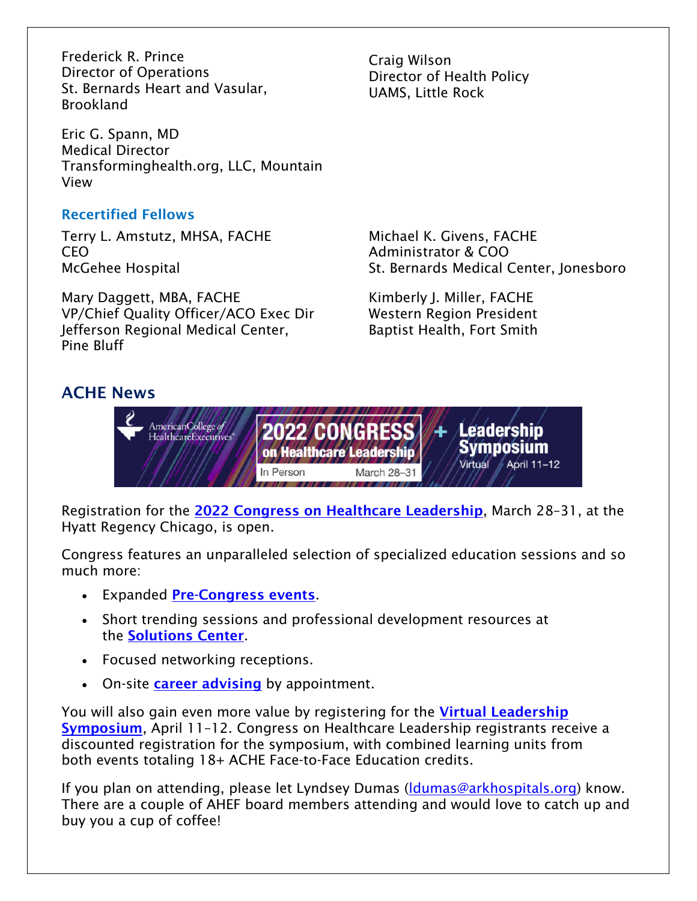Frederick R. Prince
Director of Operations
St. Bernards Heart and Vasular, Brookland

Craig Wilson
Director of Health Policy
UAMS, Little Rock

Eric G. Spann, MD
Medical Director
Transforminghealth.org, LLC, Mountain View

### Recertified Fellows

Terry L. Amstutz, MHSA, FACHE
CEO
McGehee Hospital

Michael K. Givens, FACHE
Administrator & COO
St. Bernards Medical Center, Jonesboro

Mary Daggett, MBA, FACHE
VP/Chief Quality Officer/ACO Exec Dir
Jefferson Regional Medical Center, Pine Bluff

Kimberly J. Miller, FACHE
Western Region President
Baptist Health, Fort Smith

## ACHE News

American College of Healthcare Executives — 2022 CONGRESS on Healthcare Leadership, In Person, March 28–31 + Leadership Symposium, Virtual, April 11–12

Registration for the **2022 Congress on Healthcare Leadership**, March 28–31, at the Hyatt Regency Chicago, is open.

Congress features an unparalleled selection of specialized education sessions and so much more:

- Expanded **Pre-Congress events**.
- Short trending sessions and professional development resources at the **Solutions Center**.
- Focused networking receptions.
- On-site **career advising** by appointment.

You will also gain even more value by registering for the **Virtual Leadership Symposium**, April 11–12. Congress on Healthcare Leadership registrants receive a discounted registration for the symposium, with combined learning units from both events totaling 18+ ACHE Face-to-Face Education credits.

If you plan on attending, please let Lyndsey Dumas (ldumas@arkhospitals.org) know. There are a couple of AHEF board members attending and would love to catch up and buy you a cup of coffee!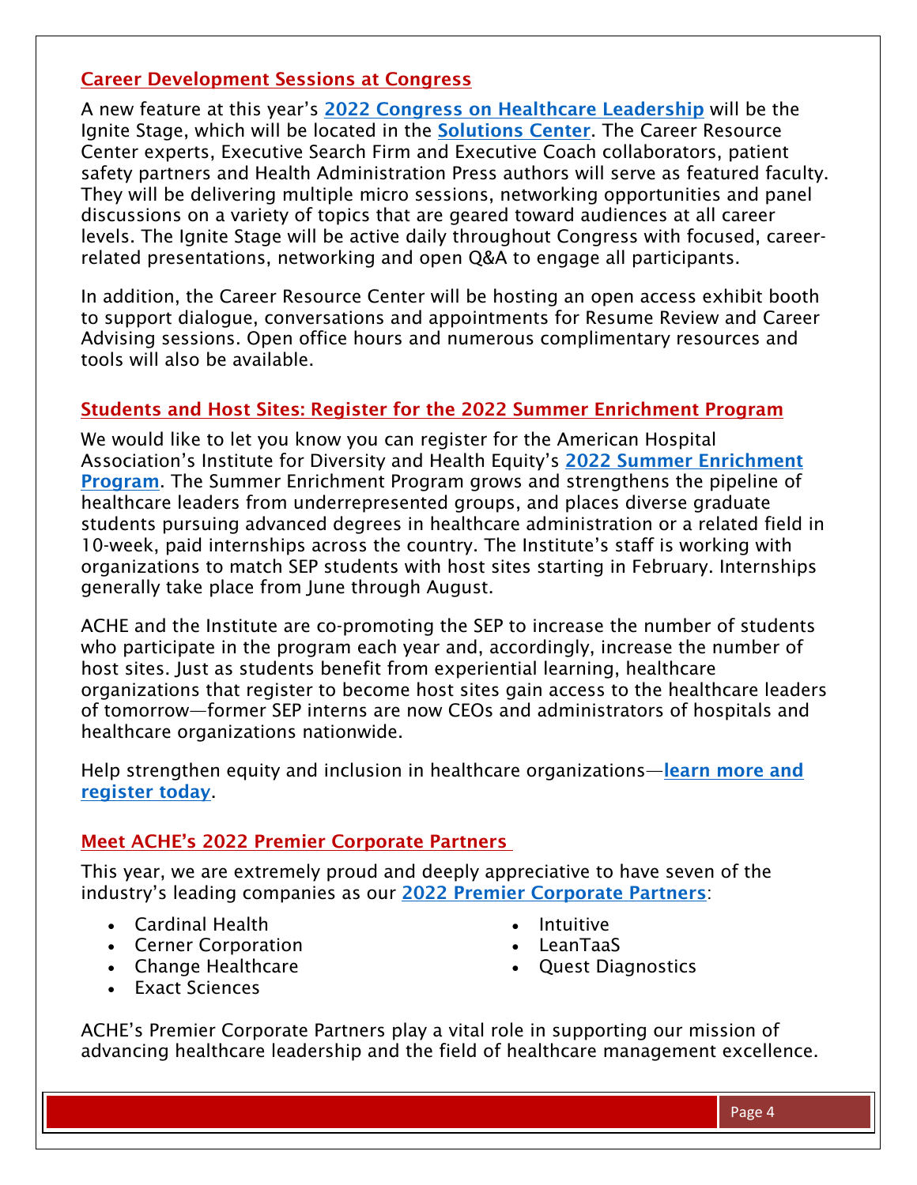## Career Development Sessions at Congress

A new feature at this year's **2022 Congress on Healthcare Leadership** will be the Ignite Stage, which will be located in the **Solutions Center**. The Career Resource Center experts, Executive Search Firm and Executive Coach collaborators, patient safety partners and Health Administration Press authors will serve as featured faculty. They will be delivering multiple micro sessions, networking opportunities and panel discussions on a variety of topics that are geared toward audiences at all career levels. The Ignite Stage will be active daily throughout Congress with focused, career-related presentations, networking and open Q&A to engage all participants.

In addition, the Career Resource Center will be hosting an open access exhibit booth to support dialogue, conversations and appointments for Resume Review and Career Advising sessions. Open office hours and numerous complimentary resources and tools will also be available.

## Students and Host Sites: Register for the 2022 Summer Enrichment Program

We would like to let you know you can register for the American Hospital Association's Institute for Diversity and Health Equity's **2022 Summer Enrichment Program**. The Summer Enrichment Program grows and strengthens the pipeline of healthcare leaders from underrepresented groups, and places diverse graduate students pursuing advanced degrees in healthcare administration or a related field in 10-week, paid internships across the country. The Institute's staff is working with organizations to match SEP students with host sites starting in February. Internships generally take place from June through August.

ACHE and the Institute are co-promoting the SEP to increase the number of students who participate in the program each year and, accordingly, increase the number of host sites. Just as students benefit from experiential learning, healthcare organizations that register to become host sites gain access to the healthcare leaders of tomorrow—former SEP interns are now CEOs and administrators of hospitals and healthcare organizations nationwide.

Help strengthen equity and inclusion in healthcare organizations—**learn more and register today**.

## Meet ACHE's 2022 Premier Corporate Partners

This year, we are extremely proud and deeply appreciative to have seven of the industry's leading companies as our **2022 Premier Corporate Partners**:

- Cardinal Health
- Cerner Corporation
- Change Healthcare
- Exact Sciences
- Intuitive
- LeanTaaS
- Quest Diagnostics

ACHE's Premier Corporate Partners play a vital role in supporting our mission of advancing healthcare leadership and the field of healthcare management excellence.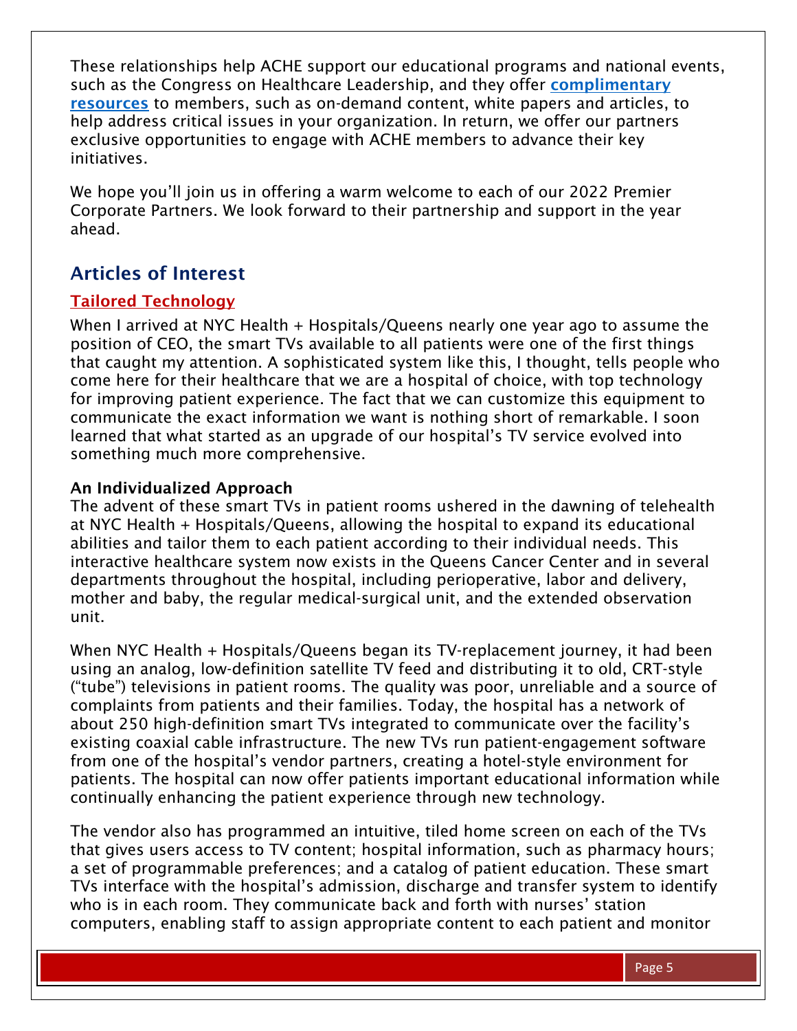These relationships help ACHE support our educational programs and national events, such as the Congress on Healthcare Leadership, and they offer **complimentary resources** to members, such as on-demand content, white papers and articles, to help address critical issues in your organization. In return, we offer our partners exclusive opportunities to engage with ACHE members to advance their key initiatives.

We hope you'll join us in offering a warm welcome to each of our 2022 Premier Corporate Partners. We look forward to their partnership and support in the year ahead.

## Articles of Interest

### Tailored Technology

When I arrived at NYC Health + Hospitals/Queens nearly one year ago to assume the position of CEO, the smart TVs available to all patients were one of the first things that caught my attention. A sophisticated system like this, I thought, tells people who come here for their healthcare that we are a hospital of choice, with top technology for improving patient experience. The fact that we can customize this equipment to communicate the exact information we want is nothing short of remarkable. I soon learned that what started as an upgrade of our hospital's TV service evolved into something much more comprehensive.

**An Individualized Approach**

The advent of these smart TVs in patient rooms ushered in the dawning of telehealth at NYC Health + Hospitals/Queens, allowing the hospital to expand its educational abilities and tailor them to each patient according to their individual needs. This interactive healthcare system now exists in the Queens Cancer Center and in several departments throughout the hospital, including perioperative, labor and delivery, mother and baby, the regular medical-surgical unit, and the extended observation unit.

When NYC Health + Hospitals/Queens began its TV-replacement journey, it had been using an analog, low-definition satellite TV feed and distributing it to old, CRT-style ("tube") televisions in patient rooms. The quality was poor, unreliable and a source of complaints from patients and their families. Today, the hospital has a network of about 250 high-definition smart TVs integrated to communicate over the facility's existing coaxial cable infrastructure. The new TVs run patient-engagement software from one of the hospital's vendor partners, creating a hotel-style environment for patients. The hospital can now offer patients important educational information while continually enhancing the patient experience through new technology.

The vendor also has programmed an intuitive, tiled home screen on each of the TVs that gives users access to TV content; hospital information, such as pharmacy hours; a set of programmable preferences; and a catalog of patient education. These smart TVs interface with the hospital's admission, discharge and transfer system to identify who is in each room. They communicate back and forth with nurses' station computers, enabling staff to assign appropriate content to each patient and monitor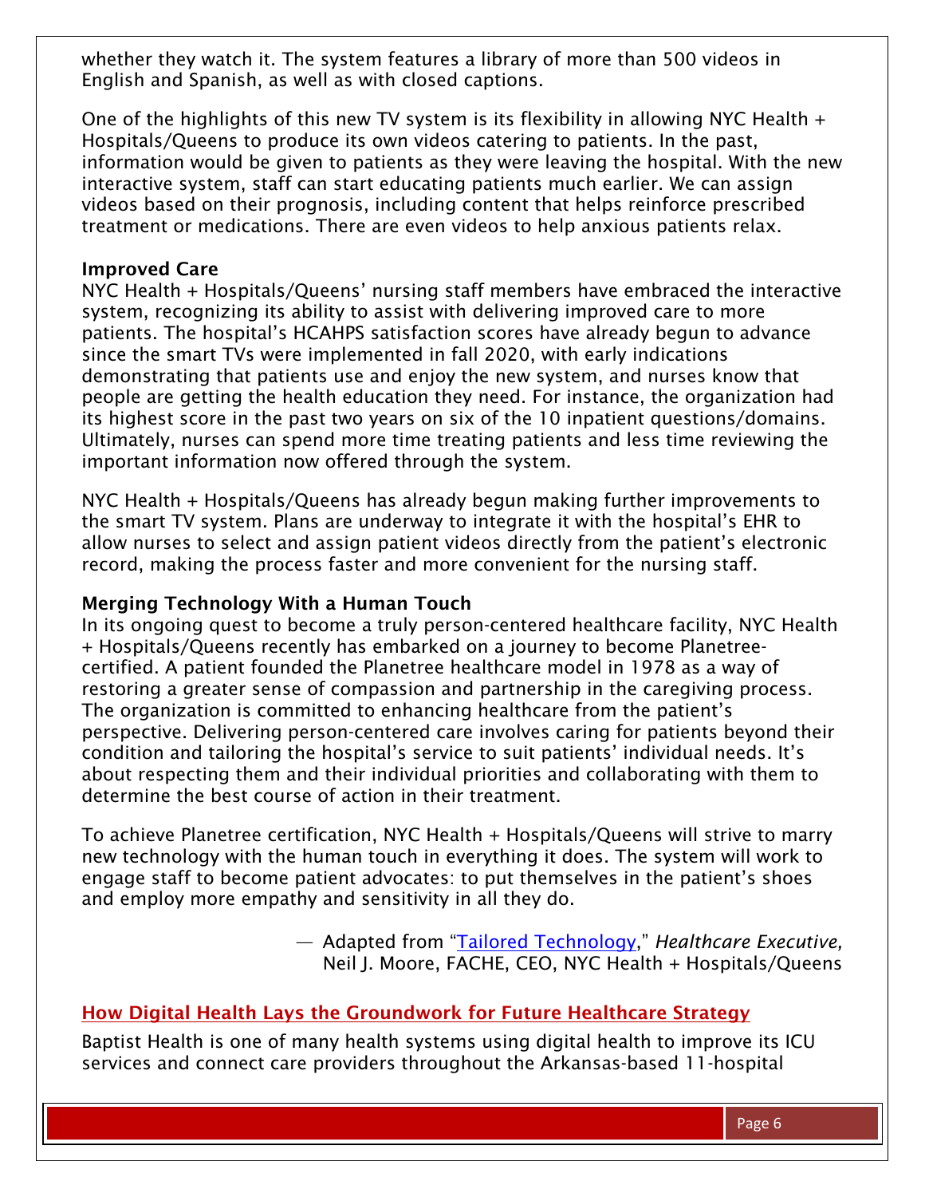whether they watch it. The system features a library of more than 500 videos in English and Spanish, as well as with closed captions.

One of the highlights of this new TV system is its flexibility in allowing NYC Health + Hospitals/Queens to produce its own videos catering to patients. In the past, information would be given to patients as they were leaving the hospital. With the new interactive system, staff can start educating patients much earlier. We can assign videos based on their prognosis, including content that helps reinforce prescribed treatment or medications. There are even videos to help anxious patients relax.

**Improved Care**

NYC Health + Hospitals/Queens' nursing staff members have embraced the interactive system, recognizing its ability to assist with delivering improved care to more patients. The hospital's HCAHPS satisfaction scores have already begun to advance since the smart TVs were implemented in fall 2020, with early indications demonstrating that patients use and enjoy the new system, and nurses know that people are getting the health education they need. For instance, the organization had its highest score in the past two years on six of the 10 inpatient questions/domains. Ultimately, nurses can spend more time treating patients and less time reviewing the important information now offered through the system.

NYC Health + Hospitals/Queens has already begun making further improvements to the smart TV system. Plans are underway to integrate it with the hospital's EHR to allow nurses to select and assign patient videos directly from the patient's electronic record, making the process faster and more convenient for the nursing staff.

**Merging Technology With a Human Touch**

In its ongoing quest to become a truly person-centered healthcare facility, NYC Health + Hospitals/Queens recently has embarked on a journey to become Planetree-certified. A patient founded the Planetree healthcare model in 1978 as a way of restoring a greater sense of compassion and partnership in the caregiving process. The organization is committed to enhancing healthcare from the patient's perspective. Delivering person-centered care involves caring for patients beyond their condition and tailoring the hospital's service to suit patients' individual needs. It's about respecting them and their individual priorities and collaborating with them to determine the best course of action in their treatment.

To achieve Planetree certification, NYC Health + Hospitals/Queens will strive to marry new technology with the human touch in everything it does. The system will work to engage staff to become patient advocates: to put themselves in the patient's shoes and employ more empathy and sensitivity in all they do.

— Adapted from "Tailored Technology," *Healthcare Executive,* Neil J. Moore, FACHE, CEO, NYC Health + Hospitals/Queens

## How Digital Health Lays the Groundwork for Future Healthcare Strategy

Baptist Health is one of many health systems using digital health to improve its ICU services and connect care providers throughout the Arkansas-based 11-hospital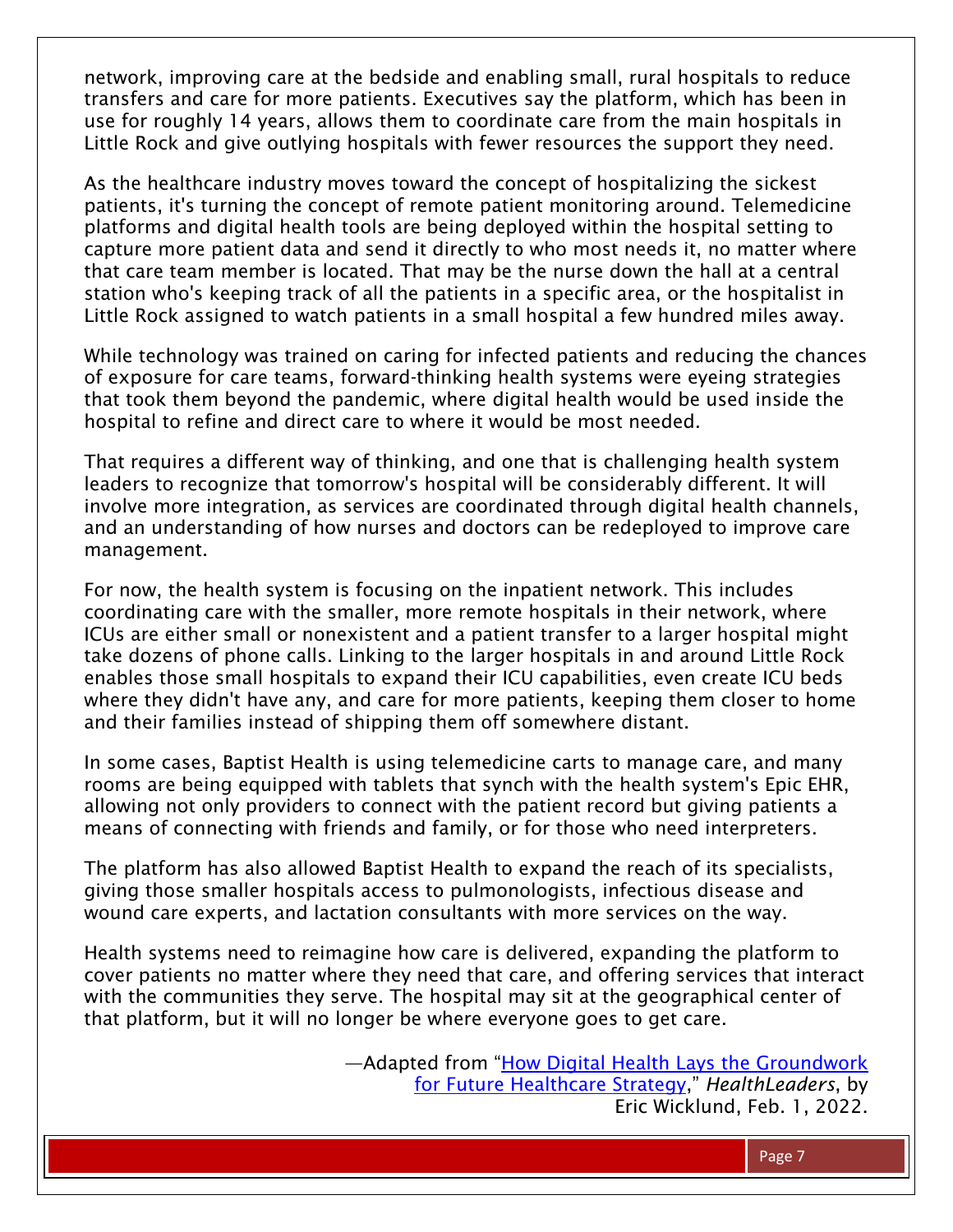network, improving care at the bedside and enabling small, rural hospitals to reduce transfers and care for more patients. Executives say the platform, which has been in use for roughly 14 years, allows them to coordinate care from the main hospitals in Little Rock and give outlying hospitals with fewer resources the support they need.

As the healthcare industry moves toward the concept of hospitalizing the sickest patients, it's turning the concept of remote patient monitoring around. Telemedicine platforms and digital health tools are being deployed within the hospital setting to capture more patient data and send it directly to who most needs it, no matter where that care team member is located. That may be the nurse down the hall at a central station who's keeping track of all the patients in a specific area, or the hospitalist in Little Rock assigned to watch patients in a small hospital a few hundred miles away.

While technology was trained on caring for infected patients and reducing the chances of exposure for care teams, forward-thinking health systems were eyeing strategies that took them beyond the pandemic, where digital health would be used inside the hospital to refine and direct care to where it would be most needed.

That requires a different way of thinking, and one that is challenging health system leaders to recognize that tomorrow's hospital will be considerably different. It will involve more integration, as services are coordinated through digital health channels, and an understanding of how nurses and doctors can be redeployed to improve care management.

For now, the health system is focusing on the inpatient network. This includes coordinating care with the smaller, more remote hospitals in their network, where ICUs are either small or nonexistent and a patient transfer to a larger hospital might take dozens of phone calls. Linking to the larger hospitals in and around Little Rock enables those small hospitals to expand their ICU capabilities, even create ICU beds where they didn't have any, and care for more patients, keeping them closer to home and their families instead of shipping them off somewhere distant.

In some cases, Baptist Health is using telemedicine carts to manage care, and many rooms are being equipped with tablets that synch with the health system's Epic EHR, allowing not only providers to connect with the patient record but giving patients a means of connecting with friends and family, or for those who need interpreters.

The platform has also allowed Baptist Health to expand the reach of its specialists, giving those smaller hospitals access to pulmonologists, infectious disease and wound care experts, and lactation consultants with more services on the way.

Health systems need to reimagine how care is delivered, expanding the platform to cover patients no matter where they need that care, and offering services that interact with the communities they serve. The hospital may sit at the geographical center of that platform, but it will no longer be where everyone goes to get care.

—Adapted from "How Digital Health Lays the Groundwork for Future Healthcare Strategy," *HealthLeaders*, by Eric Wicklund, Feb. 1, 2022.